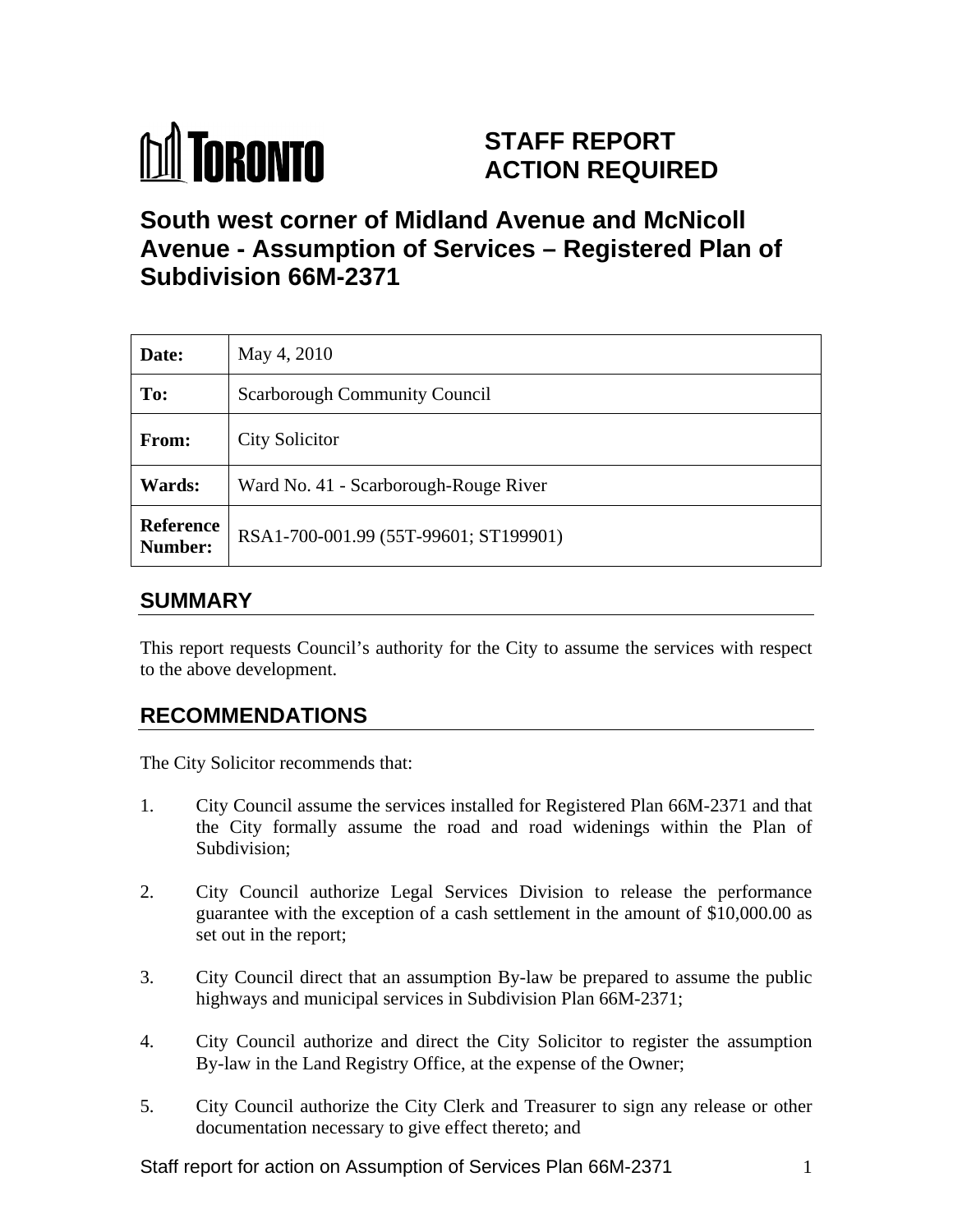# STAFF REPORT ACTION REQUIRED

## South west corner of Midland Avenue and McNicoll Avenue - Assumption of Services – Registered Plan of Subdivision 66M-2371

| | |
|---|---|
| **Date:** | May 4, 2010 |
| **To:** | Scarborough Community Council |
| **From:** | City Solicitor |
| **Wards:** | Ward No. 41 - Scarborough-Rouge River |
| **Reference Number:** | RSA1-700-001.99 (55T-99601; ST199901) |

## SUMMARY

This report requests Council's authority for the City to assume the services with respect to the above development.

## RECOMMENDATIONS

The City Solicitor recommends that:

1. City Council assume the services installed for Registered Plan 66M-2371 and that the City formally assume the road and road widenings within the Plan of Subdivision;

2. City Council authorize Legal Services Division to release the performance guarantee with the exception of a cash settlement in the amount of $10,000.00 as set out in the report;

3. City Council direct that an assumption By-law be prepared to assume the public highways and municipal services in Subdivision Plan 66M-2371;

4. City Council authorize and direct the City Solicitor to register the assumption By-law in the Land Registry Office, at the expense of the Owner;

5. City Council authorize the City Clerk and Treasurer to sign any release or other documentation necessary to give effect thereto; and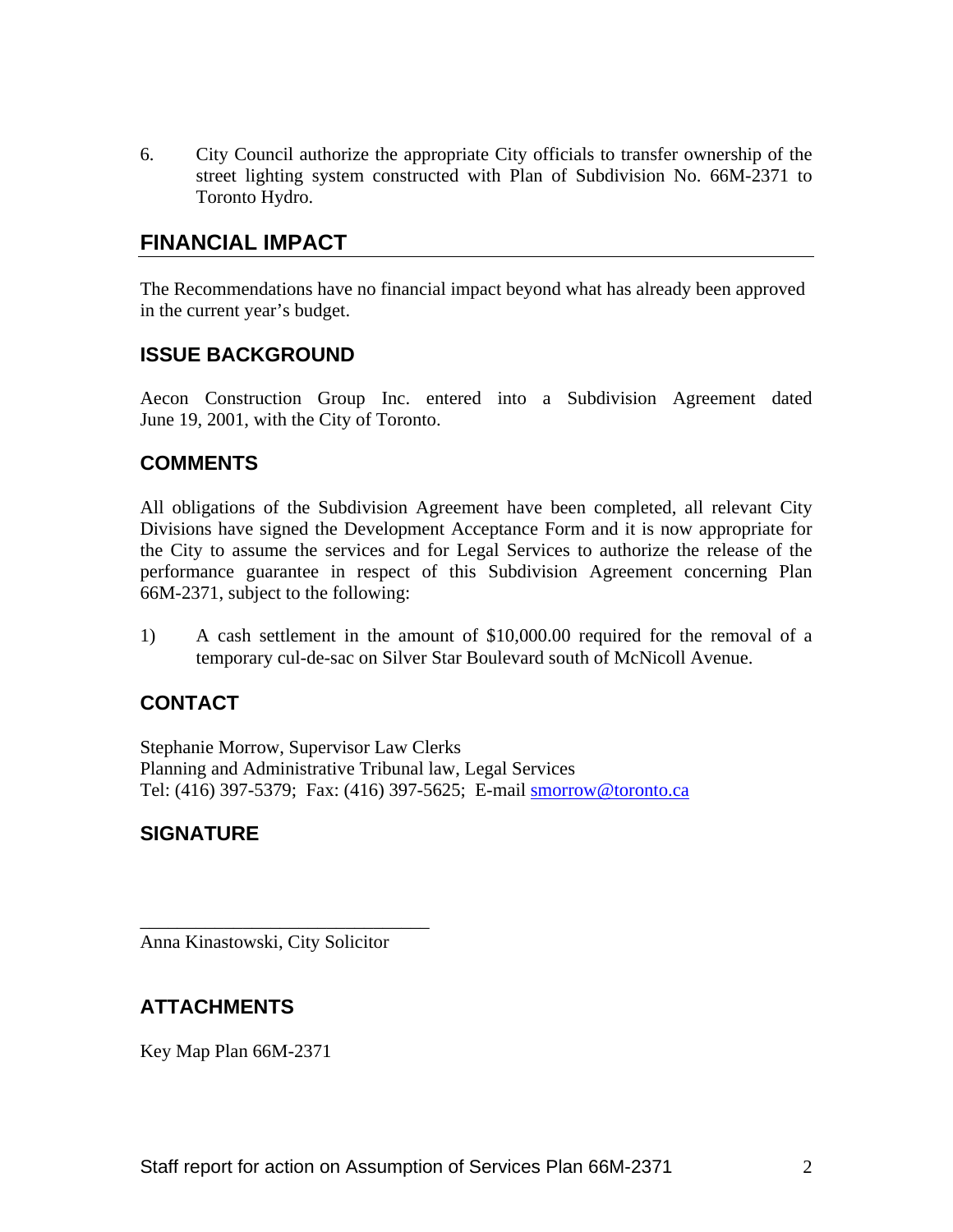6. City Council authorize the appropriate City officials to transfer ownership of the street lighting system constructed with Plan of Subdivision No. 66M-2371 to Toronto Hydro.

## FINANCIAL IMPACT

The Recommendations have no financial impact beyond what has already been approved in the current year's budget.

## ISSUE BACKGROUND

Aecon Construction Group Inc. entered into a Subdivision Agreement dated June 19, 2001, with the City of Toronto.

## COMMENTS

All obligations of the Subdivision Agreement have been completed, all relevant City Divisions have signed the Development Acceptance Form and it is now appropriate for the City to assume the services and for Legal Services to authorize the release of the performance guarantee in respect of this Subdivision Agreement concerning Plan 66M-2371, subject to the following:

1) A cash settlement in the amount of $10,000.00 required for the removal of a temporary cul-de-sac on Silver Star Boulevard south of McNicoll Avenue.

## CONTACT

Stephanie Morrow, Supervisor Law Clerks
Planning and Administrative Tribunal law, Legal Services
Tel: (416) 397-5379; Fax: (416) 397-5625; E-mail smorrow@toronto.ca

## SIGNATURE

_______________________________
Anna Kinastowski, City Solicitor

## ATTACHMENTS

Key Map Plan 66M-2371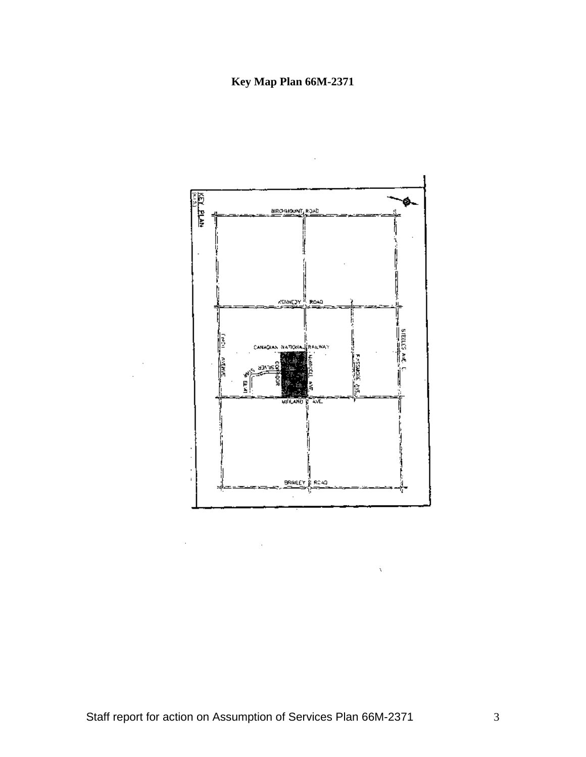**Key Map Plan 66M-2371**

KEY PLAN

BIRCHMOUNT ROAD

KENNEDY ROAD

CANADIAN NATIONAL RAILWAY

FINCH AVENUE

SILVER STAR BLVD

CORRIDOR

MARCEL AVE

PASSMORE AVE

STEELES AVE E

MIDLAND AVE

BRIMLEY ROAD